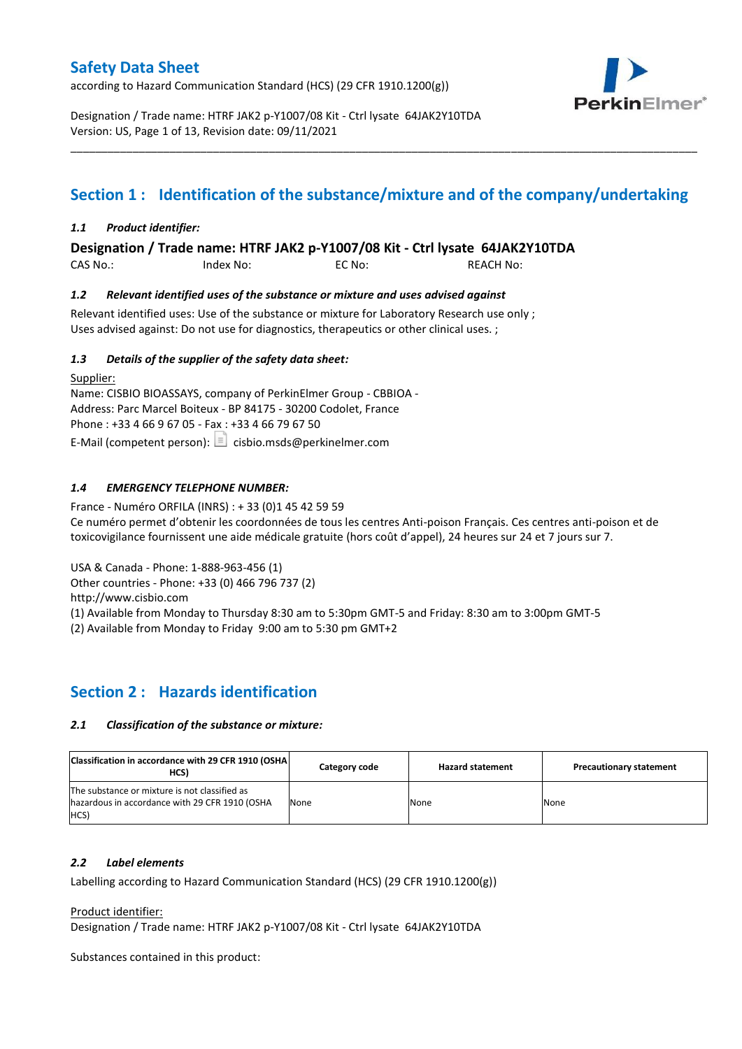# Safety Data Sheet

according to Hazard Communication Standard (HCS) (29 CFR 1910.1200(g))

Designation / Trade name: HTRF JAK2 p-Y1007/08 Kit - Ctrl lysate 64JAK2Y10TDA
Version: US, Page 1 of 13, Revision date: 09/11/2021

## Section 1 : Identification of the substance/mixture and of the company/undertaking

### *1.1 Product identifier:*

**Designation / Trade name: HTRF JAK2 p-Y1007/08 Kit - Ctrl lysate 64JAK2Y10TDA**

CAS No.: Index No: EC No: REACH No:

### *1.2 Relevant identified uses of the substance or mixture and uses advised against*

Relevant identified uses: Use of the substance or mixture for Laboratory Research use only ;
Uses advised against: Do not use for diagnostics, therapeutics or other clinical uses. ;

### *1.3 Details of the supplier of the safety data sheet:*

Supplier:
Name: CISBIO BIOASSAYS, company of PerkinElmer Group - CBBIOA -
Address: Parc Marcel Boiteux - BP 84175 - 30200 Codolet, France
Phone : +33 4 66 9 67 05 - Fax : +33 4 66 79 67 50
E-Mail (competent person): cisbio.msds@perkinelmer.com

### *1.4 EMERGENCY TELEPHONE NUMBER:*

France - Numéro ORFILA (INRS) : + 33 (0)1 45 42 59 59
Ce numéro permet d'obtenir les coordonnées de tous les centres Anti-poison Français. Ces centres anti-poison et de toxicovigilance fournissent une aide médicale gratuite (hors coût d'appel), 24 heures sur 24 et 7 jours sur 7.

USA & Canada - Phone: 1-888-963-456 (1)
Other countries - Phone: +33 (0) 466 796 737 (2)
http://www.cisbio.com
(1) Available from Monday to Thursday 8:30 am to 5:30pm GMT-5 and Friday: 8:30 am to 3:00pm GMT-5
(2) Available from Monday to Friday 9:00 am to 5:30 pm GMT+2

## Section 2 : Hazards identification

### *2.1 Classification of the substance or mixture:*

| Classification in accordance with 29 CFR 1910 (OSHA HCS) | Category code | Hazard statement | Precautionary statement |
|---|---|---|---|
| The substance or mixture is not classified as hazardous in accordance with 29 CFR 1910 (OSHA HCS) | None | None | None |

### *2.2 Label elements*

Labelling according to Hazard Communication Standard (HCS) (29 CFR 1910.1200(g))

Product identifier:
Designation / Trade name: HTRF JAK2 p-Y1007/08 Kit - Ctrl lysate 64JAK2Y10TDA

Substances contained in this product: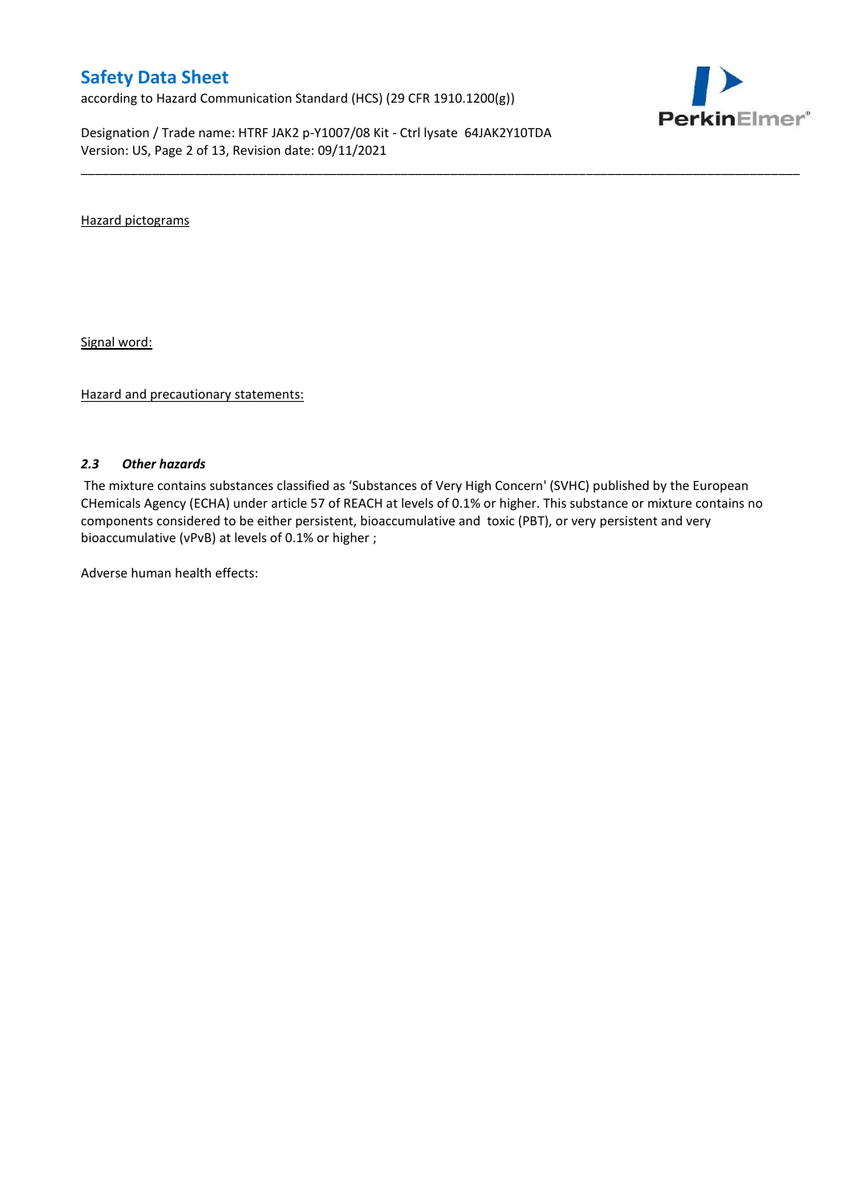Hazard pictograms

Signal word:

Hazard and precautionary statements:

### *2.3 Other hazards*

The mixture contains substances classified as 'Substances of Very High Concern' (SVHC) published by the European CHemicals Agency (ECHA) under article 57 of REACH at levels of 0.1% or higher. This substance or mixture contains no components considered to be either persistent, bioaccumulative and toxic (PBT), or very persistent and very bioaccumulative (vPvB) at levels of 0.1% or higher ;

Adverse human health effects: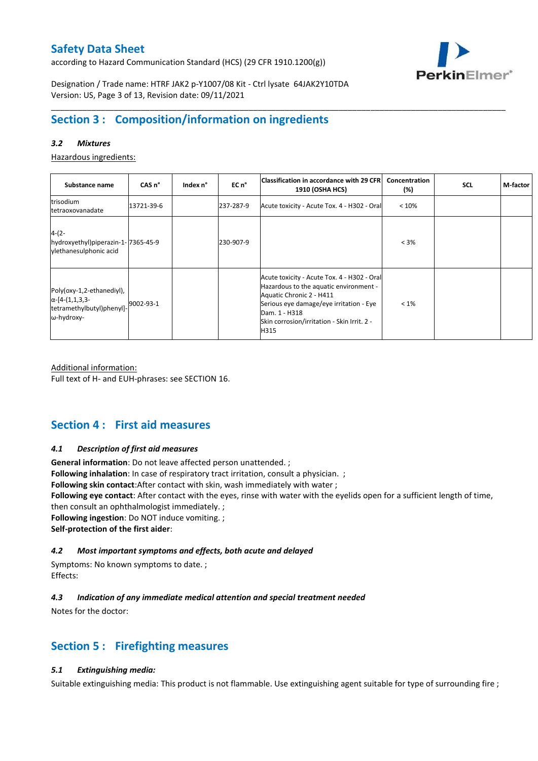## Section 3 : Composition/information on ingredients

### *3.2 Mixtures*

Hazardous ingredients:

| Substance name | CAS n° | Index n° | EC n° | Classification in accordance with 29 CFR 1910 (OSHA HCS) | Concentration (%) | SCL | M-factor |
|---|---|---|---|---|---|---|---|
| trisodium tetraoxovanadate | 13721-39-6 | | 237-287-9 | Acute toxicity - Acute Tox. 4 - H302 - Oral | < 10% | | |
| 4-(2-hydroxyethyl)piperazin-1-ylethanesulphonic acid | 7365-45-9 | | 230-907-9 | | < 3% | | |
| Poly(oxy-1,2-ethanediyl), α-[4-(1,1,3,3-tetramethylbutyl)phenyl]-ω-hydroxy- | 9002-93-1 | | | Acute toxicity - Acute Tox. 4 - H302 - Oral<br>Hazardous to the aquatic environment - Aquatic Chronic 2 - H411<br>Serious eye damage/eye irritation - Eye Dam. 1 - H318<br>Skin corrosion/irritation - Skin Irrit. 2 - H315 | < 1% | | |

Additional information:
Full text of H- and EUH-phrases: see SECTION 16.

## Section 4 : First aid measures

### *4.1 Description of first aid measures*

**General information**: Do not leave affected person unattended. ;
**Following inhalation**: In case of respiratory tract irritation, consult a physician. ;
**Following skin contact**:After contact with skin, wash immediately with water ;
**Following eye contact**: After contact with the eyes, rinse with water with the eyelids open for a sufficient length of time, then consult an ophthalmologist immediately. ;
**Following ingestion**: Do NOT induce vomiting. ;
**Self-protection of the first aider**:

### *4.2 Most important symptoms and effects, both acute and delayed*

Symptoms: No known symptoms to date. ;
Effects:

### *4.3 Indication of any immediate medical attention and special treatment needed*

Notes for the doctor:

## Section 5 : Firefighting measures

### *5.1 Extinguishing media:*

Suitable extinguishing media: This product is not flammable. Use extinguishing agent suitable for type of surrounding fire ;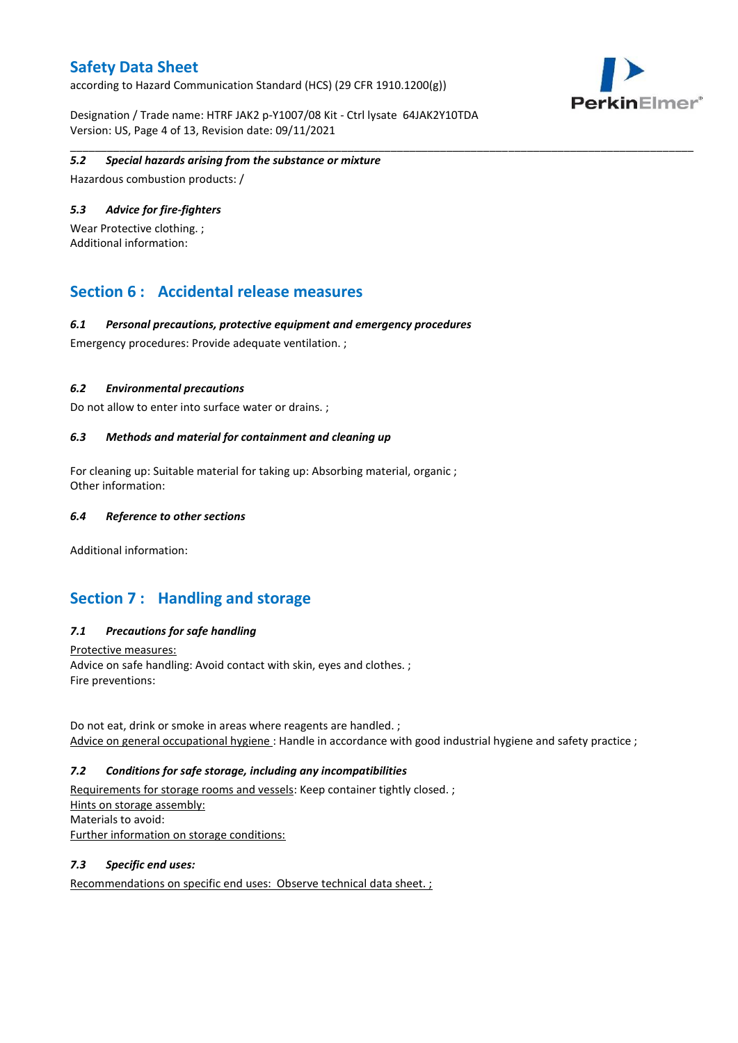### 5.2 Special hazards arising from the substance or mixture

Hazardous combustion products: /

### 5.3 Advice for fire-fighters

Wear Protective clothing. ;
Additional information:

## Section 6 : Accidental release measures

### 6.1 Personal precautions, protective equipment and emergency procedures

Emergency procedures: Provide adequate ventilation. ;

### 6.2 Environmental precautions

Do not allow to enter into surface water or drains. ;

### 6.3 Methods and material for containment and cleaning up

For cleaning up: Suitable material for taking up: Absorbing material, organic ;
Other information:

### 6.4 Reference to other sections

Additional information:

## Section 7 : Handling and storage

### 7.1 Precautions for safe handling

Protective measures:
Advice on safe handling: Avoid contact with skin, eyes and clothes. ;
Fire preventions:

Do not eat, drink or smoke in areas where reagents are handled. ;
Advice on general occupational hygiene : Handle in accordance with good industrial hygiene and safety practice ;

### 7.2 Conditions for safe storage, including any incompatibilities

Requirements for storage rooms and vessels: Keep container tightly closed. ;
Hints on storage assembly:
Materials to avoid:
Further information on storage conditions:

### 7.3 Specific end uses:

Recommendations on specific end uses: Observe technical data sheet. ;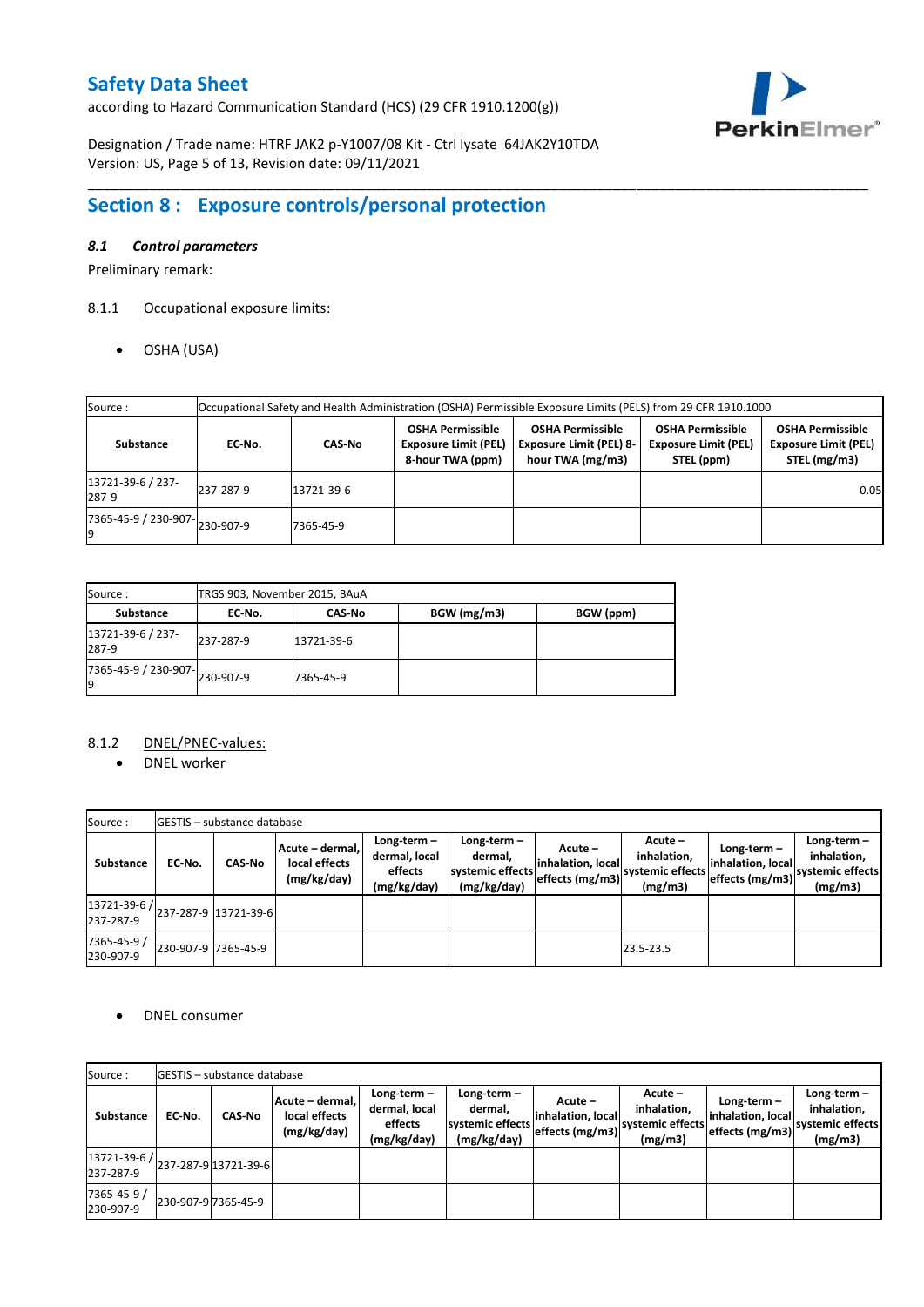# Safety Data Sheet

according to Hazard Communication Standard (HCS) (29 CFR 1910.1200(g))

Designation / Trade name: HTRF JAK2 p-Y1007/08 Kit - Ctrl lysate 64JAK2Y10TDA
Version: US, Page 5 of 13, Revision date: 09/11/2021

## Section 8 : Exposure controls/personal protection

### *8.1 Control parameters*

Preliminary remark:

#### 8.1.1 Occupational exposure limits:

- OSHA (USA)

| Source : | Occupational Safety and Health Administration (OSHA) Permissible Exposure Limits (PELS) from 29 CFR 1910.1000 | | | | | |
|---|---|---|---|---|---|---|
| **Substance** | **EC-No.** | **CAS-No** | **OSHA Permissible Exposure Limit (PEL) 8-hour TWA (ppm)** | **OSHA Permissible Exposure Limit (PEL) 8-hour TWA (mg/m3)** | **OSHA Permissible Exposure Limit (PEL) STEL (ppm)** | **OSHA Permissible Exposure Limit (PEL) STEL (mg/m3)** |
| 13721-39-6 / 237-287-9 | 237-287-9 | 13721-39-6 | | | | 0.05 |
| 7365-45-9 / 230-907-9 | 230-907-9 | 7365-45-9 | | | | |

| Source : | TRGS 903, November 2015, BAuA | | | |
|---|---|---|---|---|
| **Substance** | **EC-No.** | **CAS-No** | **BGW (mg/m3)** | **BGW (ppm)** |
| 13721-39-6 / 237-287-9 | 237-287-9 | 13721-39-6 | | |
| 7365-45-9 / 230-907-9 | 230-907-9 | 7365-45-9 | | |

#### 8.1.2 DNEL/PNEC-values:

- DNEL worker

| Source : | GESTIS – substance database | | | | | | | | | |
|---|---|---|---|---|---|---|---|---|---|---|
| **Substance** | **EC-No.** | **CAS-No** | **Acute – dermal, local effects (mg/kg/day)** | **Long-term – dermal, local effects (mg/kg/day)** | **Long-term – dermal, systemic effects (mg/kg/day)** | **Acute – inhalation, local effects (mg/m3)** | **Acute – inhalation, systemic effects (mg/m3)** | **Long-term – inhalation, local effects (mg/m3)** | **Long-term – inhalation, systemic effects (mg/m3)** |
| 13721-39-6 / 237-287-9 | 237-287-9 | 13721-39-6 | | | | | | | |
| 7365-45-9 / 230-907-9 | 230-907-9 | 7365-45-9 | | | | | 23.5-23.5 | | |

- DNEL consumer

| Source : | GESTIS – substance database | | | | | | | | |
|---|---|---|---|---|---|---|---|---|---|
| **Substance** | **EC-No.** | **CAS-No** | **Acute – dermal, local effects (mg/kg/day)** | **Long-term – dermal, local effects (mg/kg/day)** | **Long-term – dermal, systemic effects (mg/kg/day)** | **Acute – inhalation, local effects (mg/m3)** | **Acute – inhalation, systemic effects (mg/m3)** | **Long-term – inhalation, local effects (mg/m3)** | **Long-term – inhalation, systemic effects (mg/m3)** |
| 13721-39-6 / 237-287-9 | 237-287-9 | 13721-39-6 | | | | | | | |
| 7365-45-9 / 230-907-9 | 230-907-9 | 7365-45-9 | | | | | | | |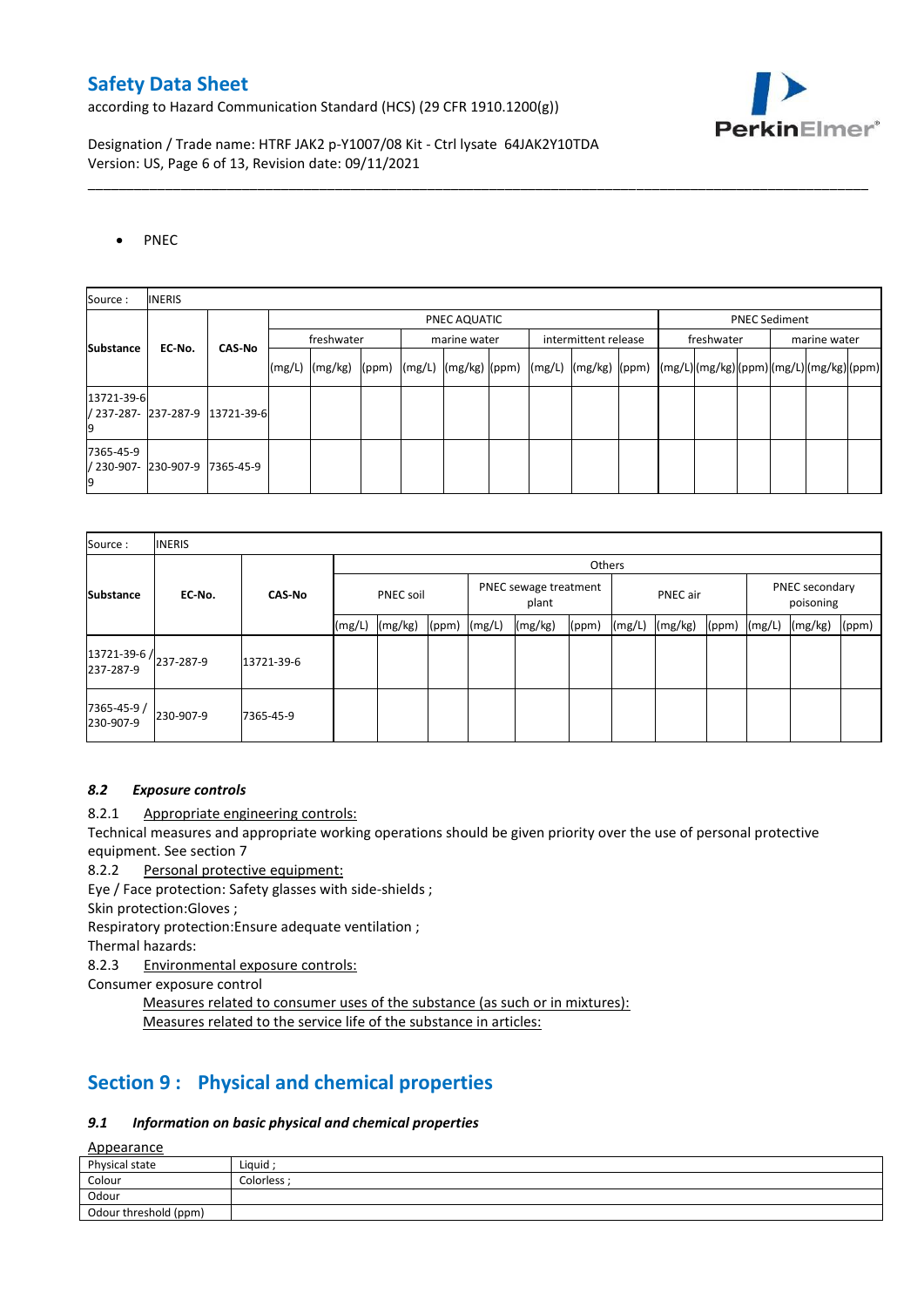- PNEC

| Source : | INERIS | | | | | | | | | | | | | | | | |
|---|---|---|---|---|---|---|---|---|---|---|---|---|---|---|---|---|---|
| Substance | EC-No. | CAS-No | PNEC AQUATIC | | | | | | | | | PNEC Sediment | | | | | |
| | | | freshwater | | | marine water | | | intermittent release | | | freshwater | | | marine water | | |
| | | | (mg/L) | (mg/kg) | (ppm) | (mg/L) | (mg/kg) | (ppm) | (mg/L) | (mg/kg) | (ppm) | (mg/L) | (mg/kg) | (ppm) | (mg/L) | (mg/kg) | (ppm) |
| 13721-39-6 / 237-287-9 | 237-287-9 | 13721-39-6 | | | | | | | | | | | | | | | |
| 7365-45-9 / 230-907-9 | 230-907-9 | 7365-45-9 | | | | | | | | | | | | | | | |

| Source : | INERIS | | | | | | | | | | | | | |
|---|---|---|---|---|---|---|---|---|---|---|---|---|---|---|
| Substance | EC-No. | CAS-No | Others | | | | | | | | | | | |
| | | | PNEC soil | | | PNEC sewage treatment plant | | | PNEC air | | | PNEC secondary poisoning | | |
| | | | (mg/L) | (mg/kg) | (ppm) | (mg/L) | (mg/kg) | (ppm) | (mg/L) | (mg/kg) | (ppm) | (mg/L) | (mg/kg) | (ppm) |
| 13721-39-6 / 237-287-9 | 237-287-9 | 13721-39-6 | | | | | | | | | | | | |
| 7365-45-9 / 230-907-9 | 230-907-9 | 7365-45-9 | | | | | | | | | | | | |

### *8.2 Exposure controls*

8.2.1 Appropriate engineering controls:

Technical measures and appropriate working operations should be given priority over the use of personal protective equipment. See section 7

8.2.2 Personal protective equipment:

Eye / Face protection: Safety glasses with side-shields ;

Skin protection:Gloves ;

Respiratory protection:Ensure adequate ventilation ;

Thermal hazards:

8.2.3 Environmental exposure controls:

Consumer exposure control

Measures related to consumer uses of the substance (as such or in mixtures):

Measures related to the service life of the substance in articles:

## Section 9 : Physical and chemical properties

### *9.1 Information on basic physical and chemical properties*

Appearance

| Physical state | Liquid ; |
|---|---|
| Colour | Colorless ; |
| Odour | |
| Odour threshold (ppm) | |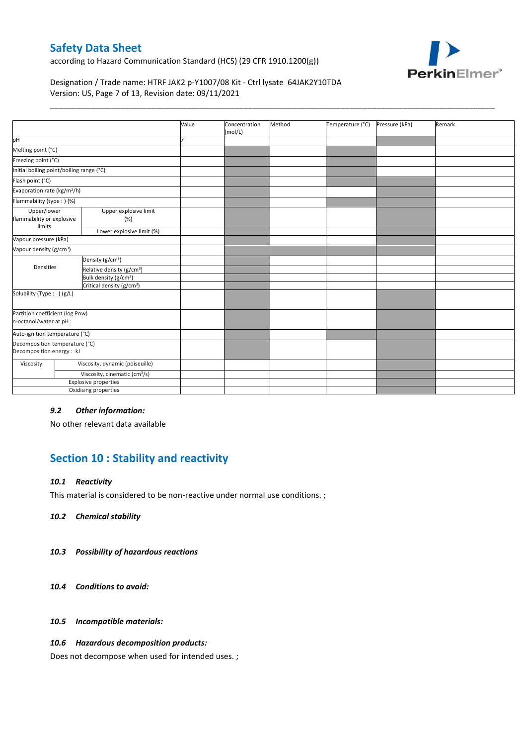| | | Value | Concentration (mol/L) | Method | Temperature (°C) | Pressure (kPa) | Remark |
|---|---|---|---|---|---|---|---|
| pH | | 7 | | | | | |
| Melting point (°C) | | | | | | | |
| Freezing point (°C) | | | | | | | |
| Initial boiling point/boiling range (°C) | | | | | | | |
| Flash point (°C) | | | | | | | |
| Evaporation rate (kg/m²/h) | | | | | | | |
| Flammability (type : ) (%) | | | | | | | |
| Upper/lower flammability or explosive limits | Upper explosive limit (%) | | | | | | |
| | Lower explosive limit (%) | | | | | | |
| Vapour pressure (kPa) | | | | | | | |
| Vapour density (g/cm³) | | | | | | | |
| Densities | Density (g/cm³) | | | | | | |
| | Relative density (g/cm³) | | | | | | |
| | Bulk density (g/cm³) | | | | | | |
| | Critical density (g/cm³) | | | | | | |
| Solubility (Type : ) (g/L) | | | | | | | |
| Partition coefficient (log Pow) n-octanol/water at pH : | | | | | | | |
| Auto-ignition temperature (°C) | | | | | | | |
| Decomposition temperature (°C) Decomposition energy : kJ | | | | | | | |
| Viscosity | Viscosity, dynamic (poiseuille) | | | | | | |
| | Viscosity, cinematic (cm³/s) | | | | | | |
| Explosive properties | | | | | | | |
| Oxidising properties | | | | | | | |

### *9.2 Other information:*

No other relevant data available

## Section 10 : Stability and reactivity

### *10.1 Reactivity*

This material is considered to be non-reactive under normal use conditions. ;

### *10.2 Chemical stability*

### *10.3 Possibility of hazardous reactions*

### *10.4 Conditions to avoid:*

### *10.5 Incompatible materials:*

### *10.6 Hazardous decomposition products:*

Does not decompose when used for intended uses. ;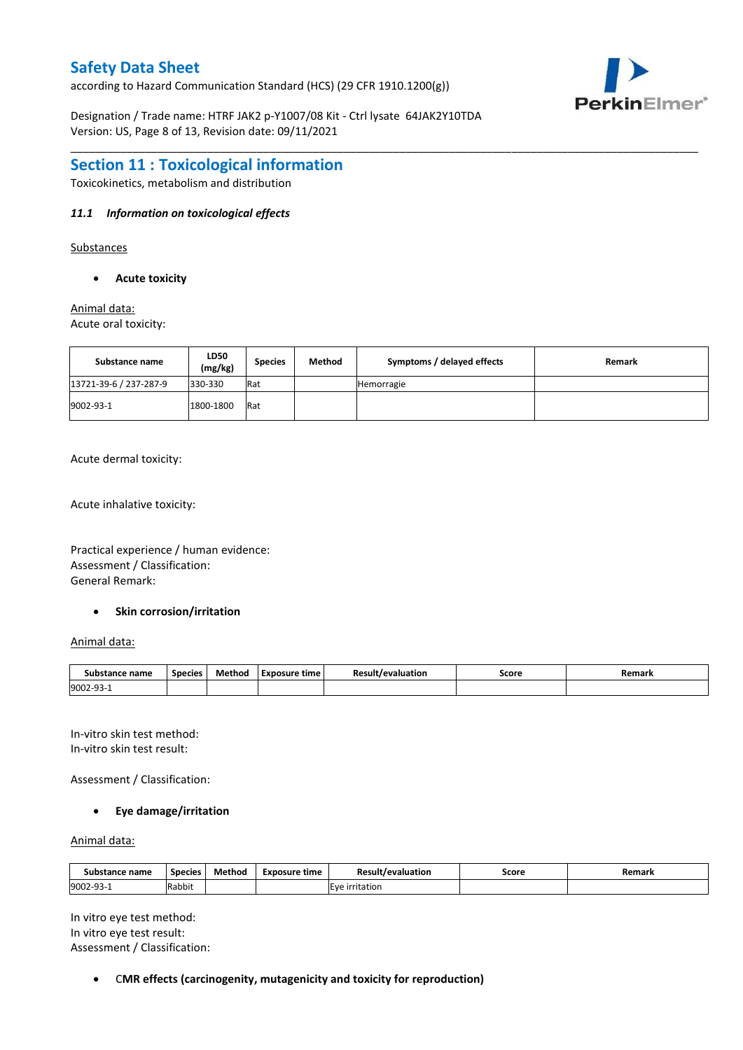## Section 11 : Toxicological information

Toxicokinetics, metabolism and distribution

### *11.1 Information on toxicological effects*

Substances

- **Acute toxicity**

Animal data:

Acute oral toxicity:

| Substance name | LD50 (mg/kg) | Species | Method | Symptoms / delayed effects | Remark |
|---|---|---|---|---|---|
| 13721-39-6 / 237-287-9 | 330-330 | Rat | | Hemorragie | |
| 9002-93-1 | 1800-1800 | Rat | | | |

Acute dermal toxicity:

Acute inhalative toxicity:

Practical experience / human evidence:
Assessment / Classification:
General Remark:

- **Skin corrosion/irritation**

Animal data:

| Substance name | Species | Method | Exposure time | Result/evaluation | Score | Remark |
|---|---|---|---|---|---|---|
| 9002-93-1 | | | | | | |

In-vitro skin test method:
In-vitro skin test result:

Assessment / Classification:

- **Eye damage/irritation**

Animal data:

| Substance name | Species | Method | Exposure time | Result/evaluation | Score | Remark |
|---|---|---|---|---|---|---|
| 9002-93-1 | Rabbit | | | Eye irritation | | |

In vitro eye test method:
In vitro eye test result:
Assessment / Classification:

- **CMR effects (carcinogenity, mutagenicity and toxicity for reproduction)**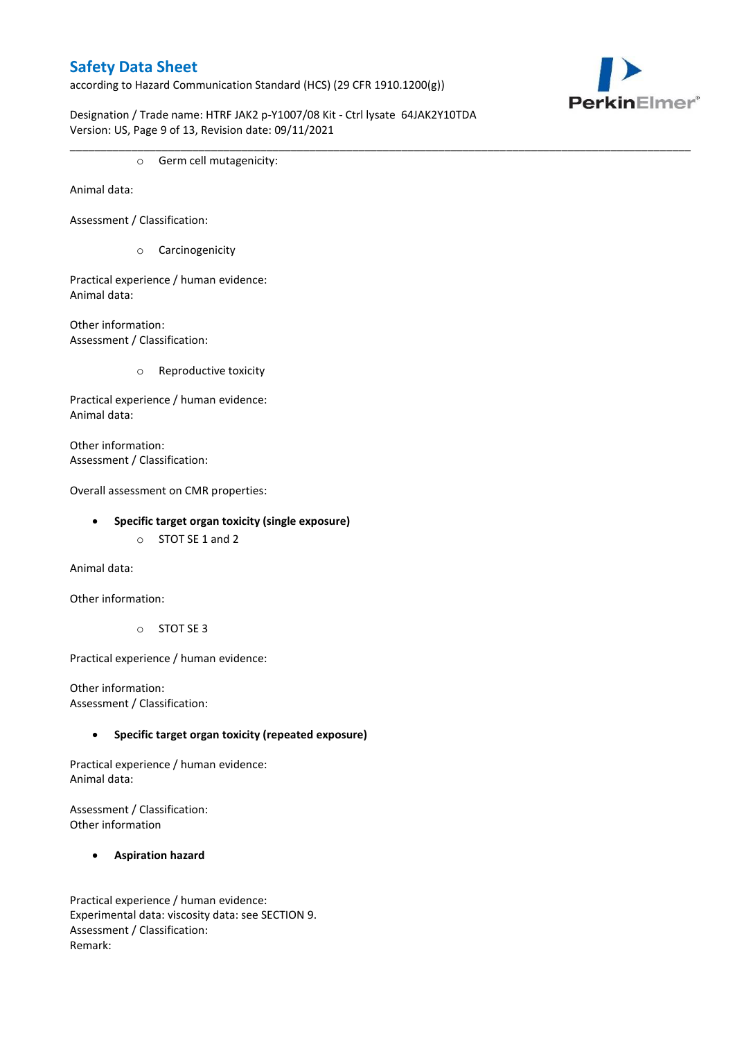- Germ cell mutagenicity:

Animal data:

Assessment / Classification:

- Carcinogenicity

Practical experience / human evidence:
Animal data:

Other information:
Assessment / Classification:

- Reproductive toxicity

Practical experience / human evidence:
Animal data:

Other information:
Assessment / Classification:

Overall assessment on CMR properties:

- **Specific target organ toxicity (single exposure)**
  - STOT SE 1 and 2

Animal data:

Other information:

- STOT SE 3

Practical experience / human evidence:

Other information:
Assessment / Classification:

- **Specific target organ toxicity (repeated exposure)**

Practical experience / human evidence:
Animal data:

Assessment / Classification:
Other information

- **Aspiration hazard**

Practical experience / human evidence:
Experimental data: viscosity data: see SECTION 9.
Assessment / Classification:
Remark: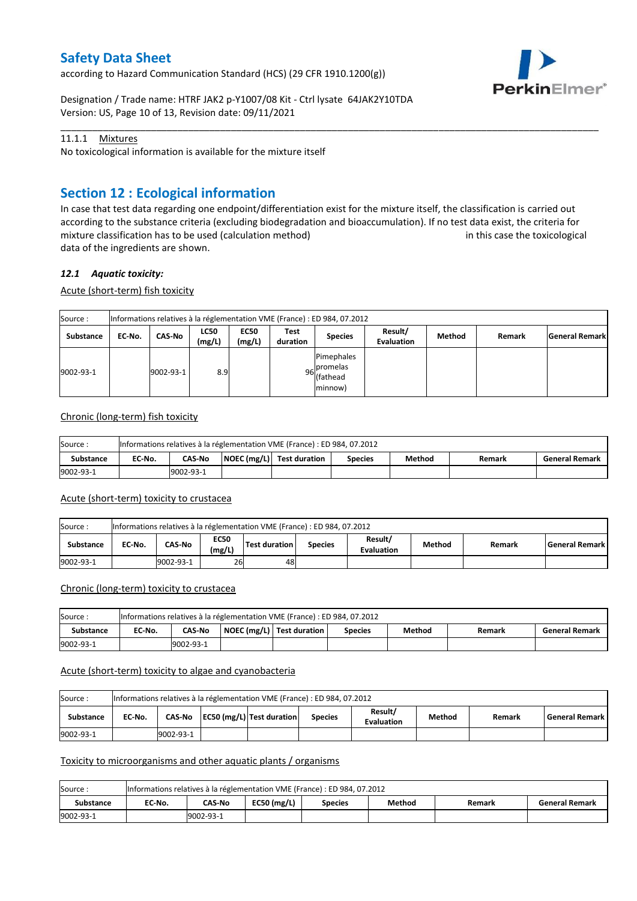11.1.1 Mixtures

No toxicological information is available for the mixture itself

## Section 12 : Ecological information

In case that test data regarding one endpoint/differentiation exist for the mixture itself, the classification is carried out according to the substance criteria (excluding biodegradation and bioaccumulation). If no test data exist, the criteria for mixture classification has to be used (calculation method) in this case the toxicological data of the ingredients are shown.

### *12.1 Aquatic toxicity:*

Acute (short-term) fish toxicity

| Source : | Informations relatives à la réglementation VME (France) : ED 984, 07.2012 | | | | | | | | | |
|---|---|---|---|---|---|---|---|---|---|---|
| **Substance** | **EC-No.** | **CAS-No** | **LC50 (mg/L)** | **EC50 (mg/L)** | **Test duration** | **Species** | **Result/ Evaluation** | **Method** | **Remark** | **General Remark** |
| 9002-93-1 | | 9002-93-1 | 8.9 | | 96 | Pimephales promelas (fathead minnow) | | | | |

Chronic (long-term) fish toxicity

| Source : | Informations relatives à la réglementation VME (France) : ED 984, 07.2012 | | | | | | | |
|---|---|---|---|---|---|---|---|---|
| **Substance** | **EC-No.** | **CAS-No** | **NOEC (mg/L)** | **Test duration** | **Species** | **Method** | **Remark** | **General Remark** |
| 9002-93-1 | | 9002-93-1 | | | | | | |

Acute (short-term) toxicity to crustacea

| Source : | Informations relatives à la réglementation VME (France) : ED 984, 07.2012 | | | | | | | | |
|---|---|---|---|---|---|---|---|---|---|
| **Substance** | **EC-No.** | **CAS-No** | **EC50 (mg/L)** | **Test duration** | **Species** | **Result/ Evaluation** | **Method** | **Remark** | **General Remark** |
| 9002-93-1 | | 9002-93-1 | 26 | 48 | | | | | |

Chronic (long-term) toxicity to crustacea

| Source : | Informations relatives à la réglementation VME (France) : ED 984, 07.2012 | | | | | | | |
|---|---|---|---|---|---|---|---|---|
| **Substance** | **EC-No.** | **CAS-No** | **NOEC (mg/L)** | **Test duration** | **Species** | **Method** | **Remark** | **General Remark** |
| 9002-93-1 | | 9002-93-1 | | | | | | |

Acute (short-term) toxicity to algae and cyanobacteria

| Source : | Informations relatives à la réglementation VME (France) : ED 984, 07.2012 | | | | | | | | |
|---|---|---|---|---|---|---|---|---|---|
| **Substance** | **EC-No.** | **CAS-No** | **EC50 (mg/L)** | **Test duration** | **Species** | **Result/ Evaluation** | **Method** | **Remark** | **General Remark** |
| 9002-93-1 | | 9002-93-1 | | | | | | | |

Toxicity to microorganisms and other aquatic plants / organisms

| Source : | Informations relatives à la réglementation VME (France) : ED 984, 07.2012 | | | | | | |
|---|---|---|---|---|---|---|---|
| **Substance** | **EC-No.** | **CAS-No** | **EC50 (mg/L)** | **Species** | **Method** | **Remark** | **General Remark** |
| 9002-93-1 | | 9002-93-1 | | | | | |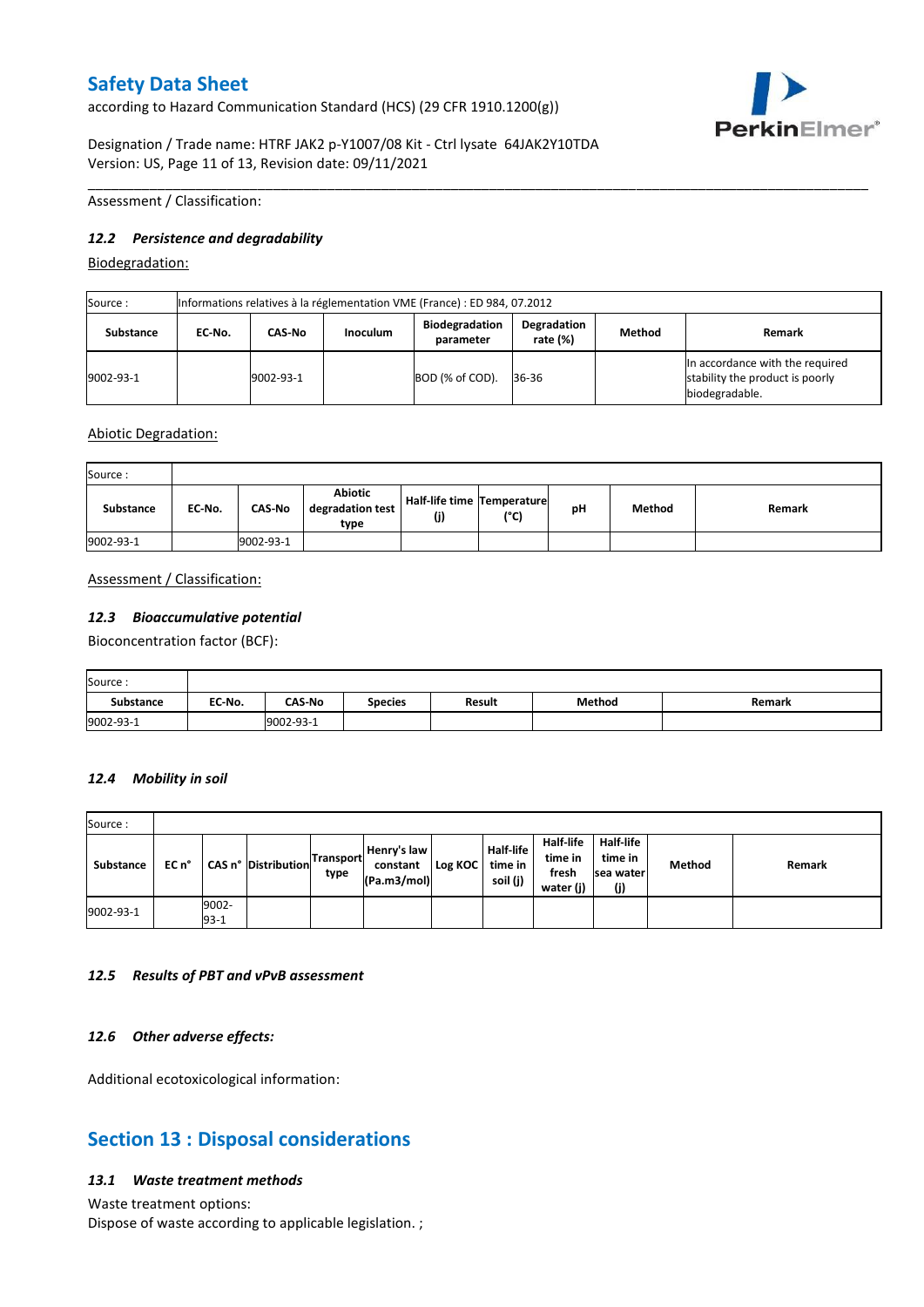Assessment / Classification:

### 12.2 Persistence and degradability

Biodegradation:

| Source : | Informations relatives à la réglementation VME (France) : ED 984, 07.2012 | | | | | | |
|---|---|---|---|---|---|---|---|
| **Substance** | **EC-No.** | **CAS-No** | **Inoculum** | **Biodegradation parameter** | **Degradation rate (%)** | **Method** | **Remark** |
| 9002-93-1 | | 9002-93-1 | | BOD (% of COD). | 36-36 | | In accordance with the required stability the product is poorly biodegradable. |

Abiotic Degradation:

| Source : | | | | | | | | |
|---|---|---|---|---|---|---|---|---|
| **Substance** | **EC-No.** | **CAS-No** | **Abiotic degradation test type** | **Half-life time (j)** | **Temperature (°C)** | **pH** | **Method** | **Remark** |
| 9002-93-1 | | 9002-93-1 | | | | | | |

Assessment / Classification:

### 12.3 Bioaccumulative potential

Bioconcentration factor (BCF):

| Source : | | | | | | |
|---|---|---|---|---|---|---|
| **Substance** | **EC-No.** | **CAS-No** | **Species** | **Result** | **Method** | **Remark** |
| 9002-93-1 | | 9002-93-1 | | | | |

### 12.4 Mobility in soil

| Source : | | | | | | | | | | | |
|---|---|---|---|---|---|---|---|---|---|---|---|
| **Substance** | **EC n°** | **CAS n°** | **Distribution** | **Transport type** | **Henry's law constant (Pa.m3/mol)** | **Log KOC** | **Half-life time in soil (j)** | **Half-life time in fresh water (j)** | **Half-life time in sea water (j)** | **Method** | **Remark** |
| 9002-93-1 | | 9002-93-1 | | | | | | | | | |

### 12.5 Results of PBT and vPvB assessment

### 12.6 Other adverse effects:

Additional ecotoxicological information:

## Section 13 : Disposal considerations

### 13.1 Waste treatment methods

Waste treatment options:
Dispose of waste according to applicable legislation. ;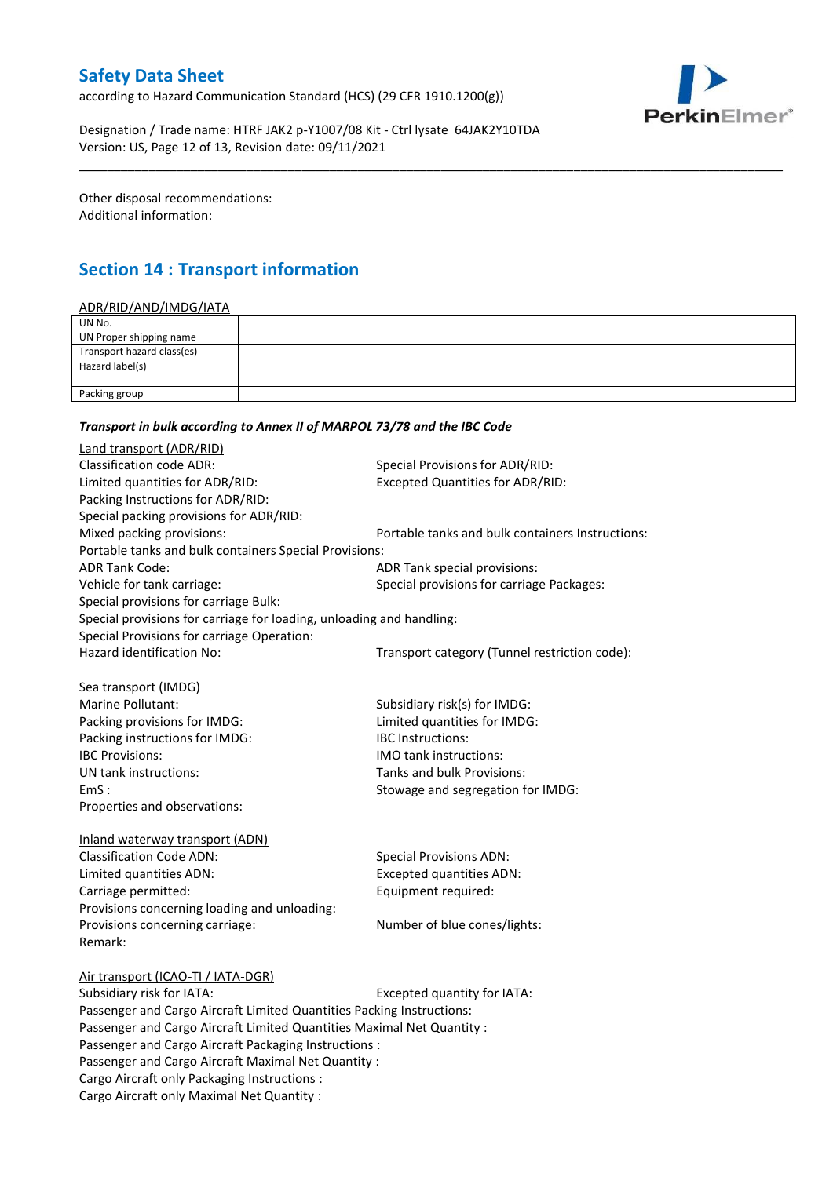Other disposal recommendations:
Additional information:

## Section 14 : Transport information

ADR/RID/AND/IMDG/IATA

| | |
|---|---|
| UN No. | |
| UN Proper shipping name | |
| Transport hazard class(es) | |
| Hazard label(s) | |
| Packing group | |

***Transport in bulk according to Annex II of MARPOL 73/78 and the IBC Code***

Land transport (ADR/RID)

Classification code ADR:
Special Provisions for ADR/RID:
Limited quantities for ADR/RID:
Excepted Quantities for ADR/RID:
Packing Instructions for ADR/RID:
Special packing provisions for ADR/RID:
Mixed packing provisions:
Portable tanks and bulk containers Instructions:
Portable tanks and bulk containers Special Provisions:
ADR Tank Code:
ADR Tank special provisions:
Vehicle for tank carriage:
Special provisions for carriage Packages:
Special provisions for carriage Bulk:
Special provisions for carriage for loading, unloading and handling:
Special Provisions for carriage Operation:
Hazard identification No:
Transport category (Tunnel restriction code):

Sea transport (IMDG)

Marine Pollutant:
Subsidiary risk(s) for IMDG:
Packing provisions for IMDG:
Limited quantities for IMDG:
Packing instructions for IMDG:
IBC Instructions:
IBC Provisions:
IMO tank instructions:
UN tank instructions:
Tanks and bulk Provisions:
EmS :
Stowage and segregation for IMDG:
Properties and observations:

Inland waterway transport (ADN)

Classification Code ADN:
Special Provisions ADN:
Limited quantities ADN:
Excepted quantities ADN:
Carriage permitted:
Equipment required:
Provisions concerning loading and unloading:
Provisions concerning carriage:
Number of blue cones/lights:
Remark:

Air transport (ICAO-TI / IATA-DGR)

Subsidiary risk for IATA:
Excepted quantity for IATA:
Passenger and Cargo Aircraft Limited Quantities Packing Instructions:
Passenger and Cargo Aircraft Limited Quantities Maximal Net Quantity :
Passenger and Cargo Aircraft Packaging Instructions :
Passenger and Cargo Aircraft Maximal Net Quantity :
Cargo Aircraft only Packaging Instructions :
Cargo Aircraft only Maximal Net Quantity :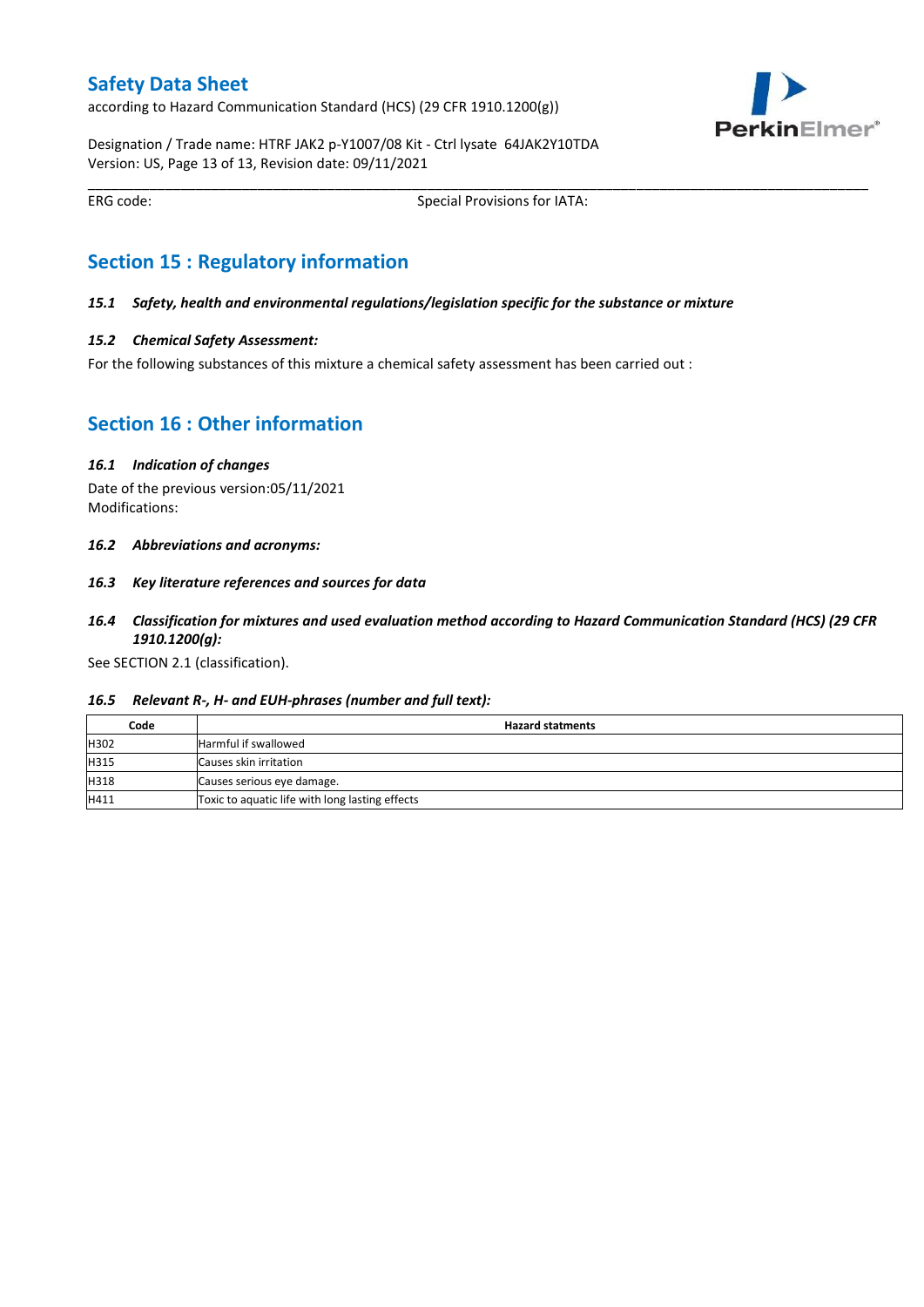ERG code: Special Provisions for IATA:

## Section 15 : Regulatory information

#### *15.1 Safety, health and environmental regulations/legislation specific for the substance or mixture*

#### *15.2 Chemical Safety Assessment:*

For the following substances of this mixture a chemical safety assessment has been carried out :

## Section 16 : Other information

#### *16.1 Indication of changes*

Date of the previous version:05/11/2021
Modifications:

#### *16.2 Abbreviations and acronyms:*

#### *16.3 Key literature references and sources for data*

#### *16.4 Classification for mixtures and used evaluation method according to Hazard Communication Standard (HCS) (29 CFR 1910.1200(g):*

See SECTION 2.1 (classification).

#### *16.5 Relevant R-, H- and EUH-phrases (number and full text):*

| Code | Hazard statments |
|---|---|
| H302 | Harmful if swallowed |
| H315 | Causes skin irritation |
| H318 | Causes serious eye damage. |
| H411 | Toxic to aquatic life with long lasting effects |